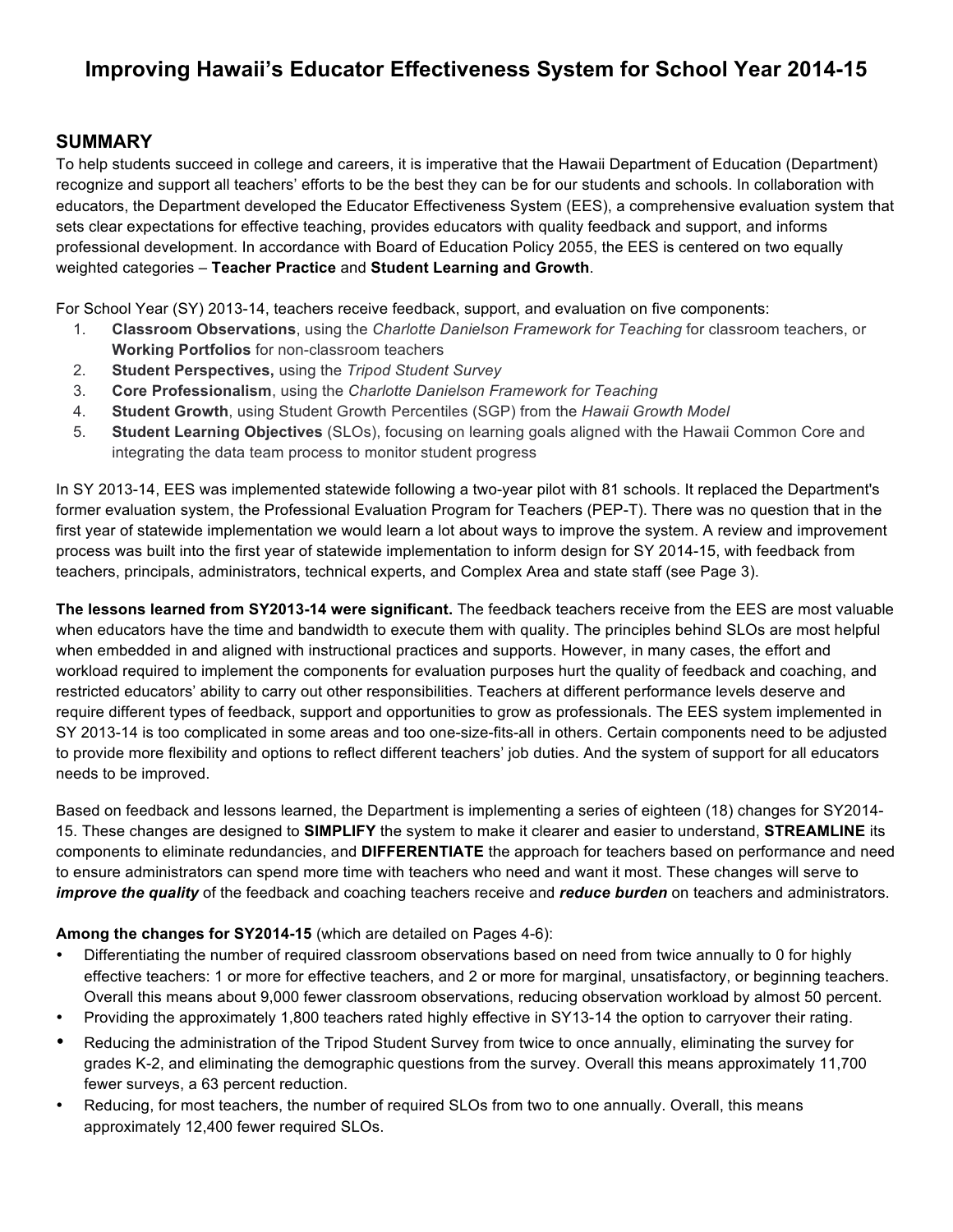# Improving Hawaii's Educator Effectiveness System for School Year 2014-15

## SUMMARY

To help students succeed in college and careers, it is imperative that the Hawaii Department of Education (Department) recognize and support all teachers' efforts to be the best they can be for our students and schools. In collaboration with educators, the Department developed the Educator Effectiveness System (EES), a comprehensive evaluation system that sets clear expectations for effective teaching, provides educators with quality feedback and support, and informs professional development. In accordance with Board of Education Policy 2055, the EES is centered on two equally weighted categories – **Teacher Practice** and **Student Learning and Growth**.

For School Year (SY) 2013-14, teachers receive feedback, support, and evaluation on five components:

1. **Classroom Observations**, using the *Charlotte Danielson Framework for Teaching* for classroom teachers, or **Working Portfolios** for non-classroom teachers
2. **Student Perspectives,** using the *Tripod Student Survey*
3. **Core Professionalism**, using the *Charlotte Danielson Framework for Teaching*
4. **Student Growth**, using Student Growth Percentiles (SGP) from the *Hawaii Growth Model*
5. **Student Learning Objectives** (SLOs), focusing on learning goals aligned with the Hawaii Common Core and integrating the data team process to monitor student progress

In SY 2013-14, EES was implemented statewide following a two-year pilot with 81 schools. It replaced the Department's former evaluation system, the Professional Evaluation Program for Teachers (PEP-T). There was no question that in the first year of statewide implementation we would learn a lot about ways to improve the system. A review and improvement process was built into the first year of statewide implementation to inform design for SY 2014-15, with feedback from teachers, principals, administrators, technical experts, and Complex Area and state staff (see Page 3).

**The lessons learned from SY2013-14 were significant.** The feedback teachers receive from the EES are most valuable when educators have the time and bandwidth to execute them with quality. The principles behind SLOs are most helpful when embedded in and aligned with instructional practices and supports. However, in many cases, the effort and workload required to implement the components for evaluation purposes hurt the quality of feedback and coaching, and restricted educators' ability to carry out other responsibilities. Teachers at different performance levels deserve and require different types of feedback, support and opportunities to grow as professionals. The EES system implemented in SY 2013-14 is too complicated in some areas and too one-size-fits-all in others. Certain components need to be adjusted to provide more flexibility and options to reflect different teachers' job duties. And the system of support for all educators needs to be improved.

Based on feedback and lessons learned, the Department is implementing a series of eighteen (18) changes for SY2014-15. These changes are designed to **SIMPLIFY** the system to make it clearer and easier to understand, **STREAMLINE** its components to eliminate redundancies, and **DIFFERENTIATE** the approach for teachers based on performance and need to ensure administrators can spend more time with teachers who need and want it most. These changes will serve to ***improve the quality*** of the feedback and coaching teachers receive and ***reduce burden*** on teachers and administrators.

**Among the changes for SY2014-15** (which are detailed on Pages 4-6):

- Differentiating the number of required classroom observations based on need from twice annually to 0 for highly effective teachers: 1 or more for effective teachers, and 2 or more for marginal, unsatisfactory, or beginning teachers. Overall this means about 9,000 fewer classroom observations, reducing observation workload by almost 50 percent.
- Providing the approximately 1,800 teachers rated highly effective in SY13-14 the option to carryover their rating.
- Reducing the administration of the Tripod Student Survey from twice to once annually, eliminating the survey for grades K-2, and eliminating the demographic questions from the survey. Overall this means approximately 11,700 fewer surveys, a 63 percent reduction.
- Reducing, for most teachers, the number of required SLOs from two to one annually. Overall, this means approximately 12,400 fewer required SLOs.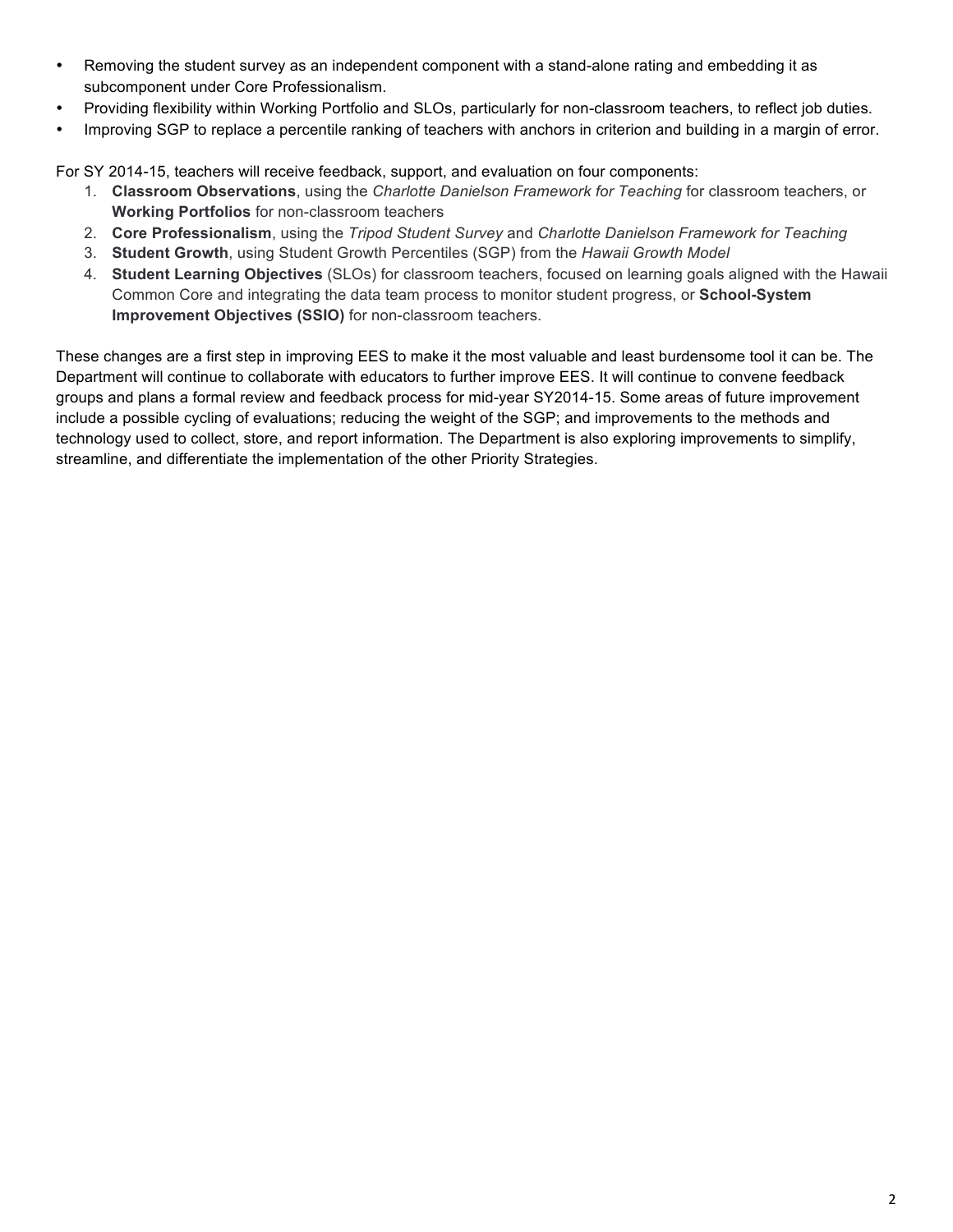- Removing the student survey as an independent component with a stand-alone rating and embedding it as subcomponent under Core Professionalism.
- Providing flexibility within Working Portfolio and SLOs, particularly for non-classroom teachers, to reflect job duties.
- Improving SGP to replace a percentile ranking of teachers with anchors in criterion and building in a margin of error.

For SY 2014-15, teachers will receive feedback, support, and evaluation on four components:

1. **Classroom Observations**, using the *Charlotte Danielson Framework for Teaching* for classroom teachers, or **Working Portfolios** for non-classroom teachers
2. **Core Professionalism**, using the *Tripod Student Survey* and *Charlotte Danielson Framework for Teaching*
3. **Student Growth**, using Student Growth Percentiles (SGP) from the *Hawaii Growth Model*
4. **Student Learning Objectives** (SLOs) for classroom teachers, focused on learning goals aligned with the Hawaii Common Core and integrating the data team process to monitor student progress, or **School-System Improvement Objectives (SSIO)** for non-classroom teachers.

These changes are a first step in improving EES to make it the most valuable and least burdensome tool it can be. The Department will continue to collaborate with educators to further improve EES. It will continue to convene feedback groups and plans a formal review and feedback process for mid-year SY2014-15. Some areas of future improvement include a possible cycling of evaluations; reducing the weight of the SGP; and improvements to the methods and technology used to collect, store, and report information. The Department is also exploring improvements to simplify, streamline, and differentiate the implementation of the other Priority Strategies.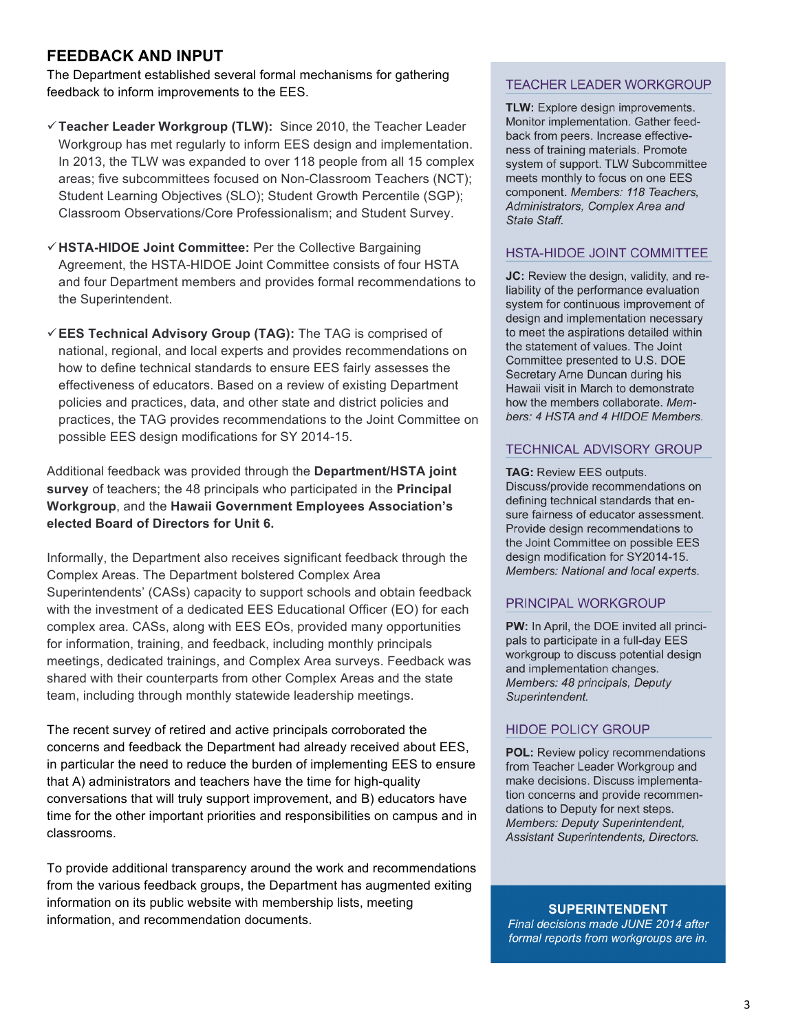## FEEDBACK AND INPUT

The Department established several formal mechanisms for gathering feedback to inform improvements to the EES.

- ✓ **Teacher Leader Workgroup (TLW):** Since 2010, the Teacher Leader Workgroup has met regularly to inform EES design and implementation. In 2013, the TLW was expanded to over 118 people from all 15 complex areas; five subcommittees focused on Non-Classroom Teachers (NCT); Student Learning Objectives (SLO); Student Growth Percentile (SGP); Classroom Observations/Core Professionalism; and Student Survey.

- ✓ **HSTA-HIDOE Joint Committee:** Per the Collective Bargaining Agreement, the HSTA-HIDOE Joint Committee consists of four HSTA and four Department members and provides formal recommendations to the Superintendent.

- ✓ **EES Technical Advisory Group (TAG):** The TAG is comprised of national, regional, and local experts and provides recommendations on how to define technical standards to ensure EES fairly assesses the effectiveness of educators. Based on a review of existing Department policies and practices, data, and other state and district policies and practices, the TAG provides recommendations to the Joint Committee on possible EES design modifications for SY 2014-15.

Additional feedback was provided through the **Department/HSTA joint survey** of teachers; the 48 principals who participated in the **Principal Workgroup**, and the **Hawaii Government Employees Association's elected Board of Directors for Unit 6.**

Informally, the Department also receives significant feedback through the Complex Areas. The Department bolstered Complex Area Superintendents' (CASs) capacity to support schools and obtain feedback with the investment of a dedicated EES Educational Officer (EO) for each complex area. CASs, along with EES EOs, provided many opportunities for information, training, and feedback, including monthly principals meetings, dedicated trainings, and Complex Area surveys. Feedback was shared with their counterparts from other Complex Areas and the state team, including through monthly statewide leadership meetings.

The recent survey of retired and active principals corroborated the concerns and feedback the Department had already received about EES, in particular the need to reduce the burden of implementing EES to ensure that A) administrators and teachers have the time for high-quality conversations that will truly support improvement, and B) educators have time for the other important priorities and responsibilities on campus and in classrooms.

To provide additional transparency around the work and recommendations from the various feedback groups, the Department has augmented exiting information on its public website with membership lists, meeting information, and recommendation documents.

### TEACHER LEADER WORKGROUP

**TLW:** Explore design improvements. Monitor implementation. Gather feedback from peers. Increase effectiveness of training materials. Promote system of support. TLW Subcommittee meets monthly to focus on one EES component. *Members: 118 Teachers, Administrators, Complex Area and State Staff.*

### HSTA-HIDOE JOINT COMMITTEE

**JC:** Review the design, validity, and reliability of the performance evaluation system for continuous improvement of design and implementation necessary to meet the aspirations detailed within the statement of values. The Joint Committee presented to U.S. DOE Secretary Arne Duncan during his Hawaii visit in March to demonstrate how the members collaborate. *Members: 4 HSTA and 4 HIDOE Members.*

### TECHNICAL ADVISORY GROUP

**TAG:** Review EES outputs. Discuss/provide recommendations on defining technical standards that ensure fairness of educator assessment. Provide design recommendations to the Joint Committee on possible EES design modification for SY2014-15. *Members: National and local experts.*

### PRINCIPAL WORKGROUP

**PW:** In April, the DOE invited all principals to participate in a full-day EES workgroup to discuss potential design and implementation changes. *Members: 48 principals, Deputy Superintendent.*

### HIDOE POLICY GROUP

**POL:** Review policy recommendations from Teacher Leader Workgroup and make decisions. Discuss implementation concerns and provide recommendations to Deputy for next steps. *Members: Deputy Superintendent, Assistant Superintendents, Directors.*

### SUPERINTENDENT

*Final decisions made JUNE 2014 after formal reports from workgroups are in.*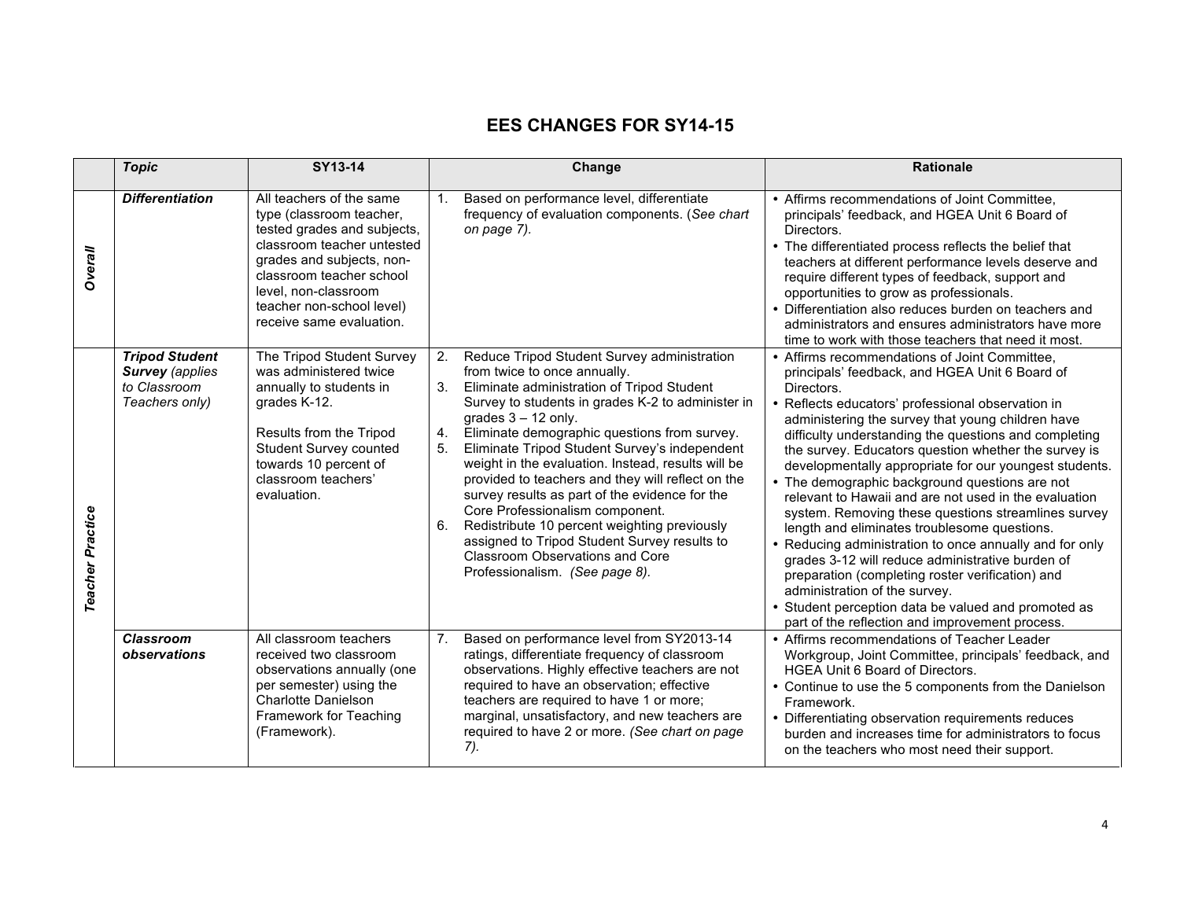# EES CHANGES FOR SY14-15

| | *Topic* | SY13-14 | Change | Rationale |
|---|---|---|---|---|
| ***Overall*** | ***Differentiation*** | All teachers of the same type (classroom teacher, tested grades and subjects, classroom teacher untested grades and subjects, non-classroom teacher school level, non-classroom teacher non-school level) receive same evaluation. | 1. Based on performance level, differentiate frequency of evaluation components. (*See chart on page 7).* | • Affirms recommendations of Joint Committee, principals' feedback, and HGEA Unit 6 Board of Directors.<br>• The differentiated process reflects the belief that teachers at different performance levels deserve and require different types of feedback, support and opportunities to grow as professionals.<br>• Differentiation also reduces burden on teachers and administrators and ensures administrators have more time to work with those teachers that need it most. |
| ***Teacher Practice*** | ***Tripod Student Survey*** *(applies to Classroom Teachers only)* | The Tripod Student Survey was administered twice annually to students in grades K-12.<br><br>Results from the Tripod Student Survey counted towards 10 percent of classroom teachers' evaluation. | 2. Reduce Tripod Student Survey administration from twice to once annually.<br>3. Eliminate administration of Tripod Student Survey to students in grades K-2 to administer in grades 3 – 12 only.<br>4. Eliminate demographic questions from survey.<br>5. Eliminate Tripod Student Survey's independent weight in the evaluation. Instead, results will be provided to teachers and they will reflect on the survey results as part of the evidence for the Core Professionalism component.<br>6. Redistribute 10 percent weighting previously assigned to Tripod Student Survey results to Classroom Observations and Core Professionalism. *(See page 8).* | • Affirms recommendations of Joint Committee, principals' feedback, and HGEA Unit 6 Board of Directors.<br>• Reflects educators' professional observation in administering the survey that young children have difficulty understanding the questions and completing the survey. Educators question whether the survey is developmentally appropriate for our youngest students.<br>• The demographic background questions are not relevant to Hawaii and are not used in the evaluation system. Removing these questions streamlines survey length and eliminates troublesome questions.<br>• Reducing administration to once annually and for only grades 3-12 will reduce administrative burden of preparation (completing roster verification) and administration of the survey.<br>• Student perception data be valued and promoted as part of the reflection and improvement process. |
| | ***Classroom observations*** | All classroom teachers received two classroom observations annually (one per semester) using the Charlotte Danielson Framework for Teaching (Framework). | 7. Based on performance level from SY2013-14 ratings, differentiate frequency of classroom observations. Highly effective teachers are not required to have an observation; effective teachers are required to have 1 or more; marginal, unsatisfactory, and new teachers are required to have 2 or more. *(See chart on page 7).* | • Affirms recommendations of Teacher Leader Workgroup, Joint Committee, principals' feedback, and HGEA Unit 6 Board of Directors.<br>• Continue to use the 5 components from the Danielson Framework.<br>• Differentiating observation requirements reduces burden and increases time for administrators to focus on the teachers who most need their support. |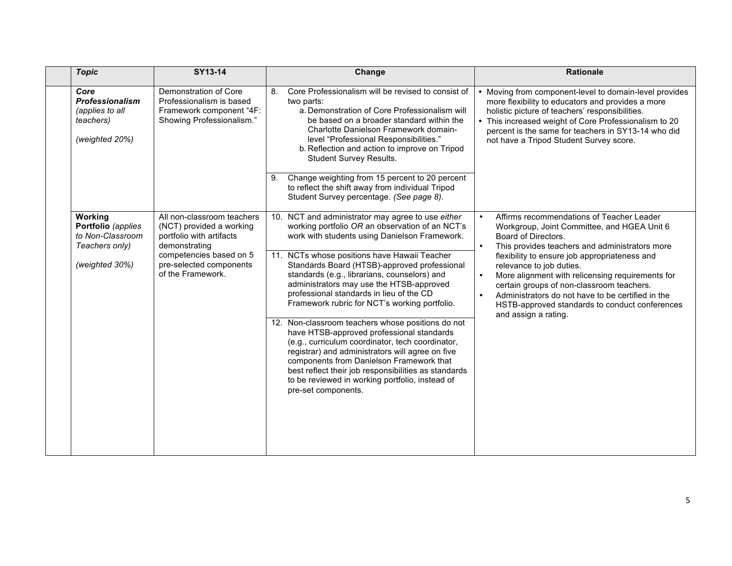| | *Topic* | SY13-14 | Change | Rationale |
|---|---|---|---|---|
| | ***Core Professionalism*** *(applies to all teachers)* <br><br> *(weighted 20%)* | Demonstration of Core Professionalism is based Framework component "4F: Showing Professionalism." | 8. Core Professionalism will be revised to consist of two parts: <br> a. Demonstration of Core Professionalism will be based on a broader standard within the Charlotte Danielson Framework domain-level "Professional Responsibilities." <br> b. Reflection and action to improve on Tripod Student Survey Results. <br><br> 9. Change weighting from 15 percent to 20 percent to reflect the shift away from individual Tripod Student Survey percentage. *(See page 8).* | • Moving from component-level to domain-level provides more flexibility to educators and provides a more holistic picture of teachers' responsibilities. <br> • This increased weight of Core Professionalism to 20 percent is the same for teachers in SY13-14 who did not have a Tripod Student Survey score. |
| | **Working Portfolio** *(applies to Non-Classroom Teachers only)* <br><br> *(weighted 30%)* | All non-classroom teachers (NCT) provided a working portfolio with artifacts demonstrating competencies based on 5 pre-selected components of the Framework. | 10. NCT and administrator may agree to use *either* working portfolio *OR* an observation of an NCT's work with students using Danielson Framework. <br><br> 11. NCTs whose positions have Hawaii Teacher Standards Board (HTSB)-approved professional standards (e.g., librarians, counselors) and administrators may use the HTSB-approved professional standards in lieu of the CD Framework rubric for NCT's working portfolio. <br><br> 12. Non-classroom teachers whose positions do not have HTSB-approved professional standards (e.g., curriculum coordinator, tech coordinator, registrar) and administrators will agree on five components from Danielson Framework that best reflect their job responsibilities as standards to be reviewed in working portfolio, instead of pre-set components. | • Affirms recommendations of Teacher Leader Workgroup, Joint Committee, and HGEA Unit 6 Board of Directors. <br> • This provides teachers and administrators more flexibility to ensure job appropriateness and relevance to job duties. <br> • More alignment with relicensing requirements for certain groups of non-classroom teachers. <br> • Administrators do not have to be certified in the HSTB-approved standards to conduct conferences and assign a rating. |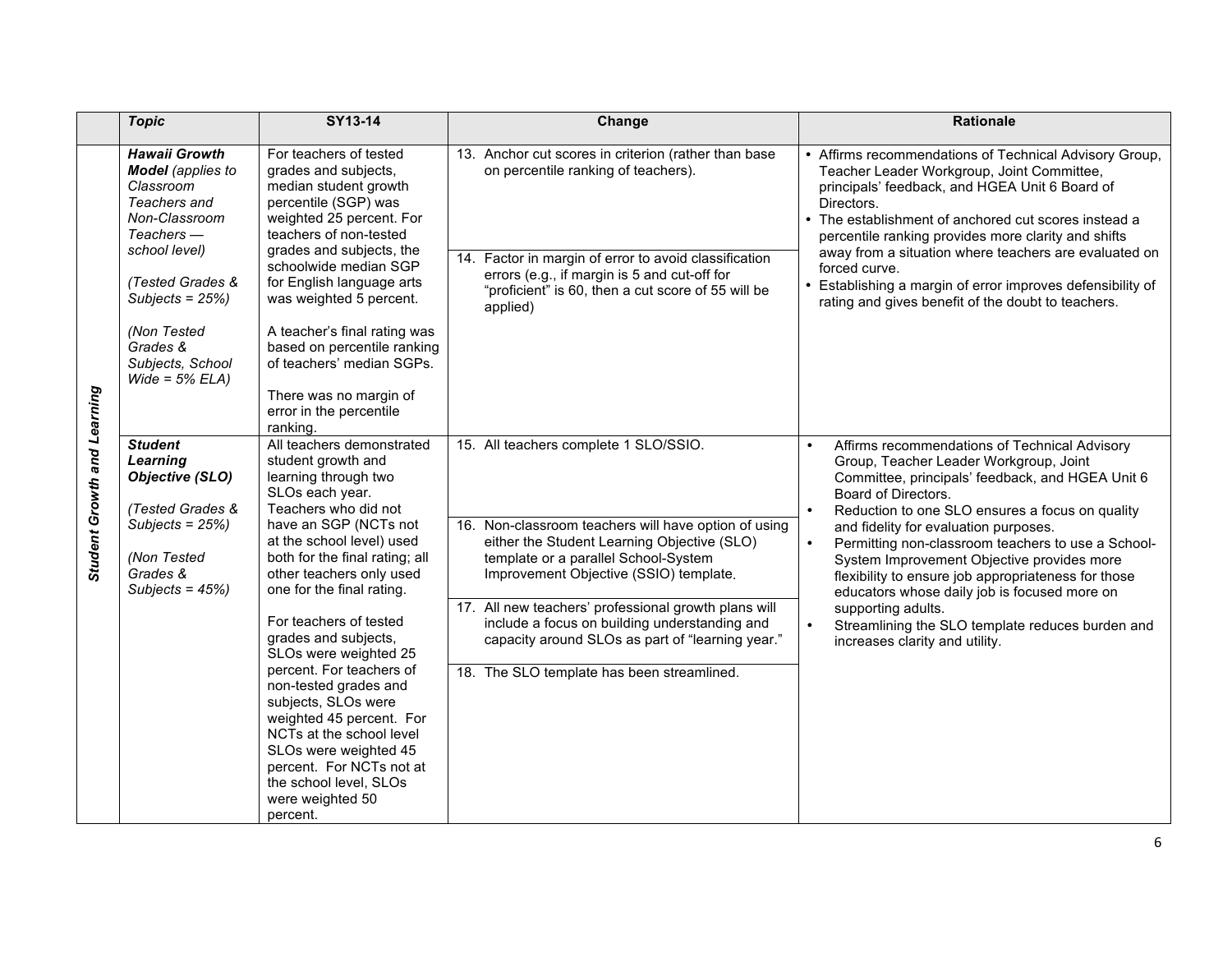| | *Topic* | SY13-14 | Change | Rationale |
|---|---|---|---|---|
| ***Student Growth and Learning*** | ***Hawaii Growth Model*** *(applies to Classroom Teachers and Non-Classroom Teachers — school level)*<br><br>*(Tested Grades & Subjects = 25%)*<br><br>*(Non Tested Grades & Subjects, School Wide = 5% ELA)* | For teachers of tested grades and subjects, median student growth percentile (SGP) was weighted 25 percent. For teachers of non-tested grades and subjects, the schoolwide median SGP for English language arts was weighted 5 percent.<br><br>A teacher's final rating was based on percentile ranking of teachers' median SGPs.<br><br>There was no margin of error in the percentile ranking. | 13. Anchor cut scores in criterion (rather than base on percentile ranking of teachers).<br><br>14. Factor in margin of error to avoid classification errors (e.g., if margin is 5 and cut-off for "proficient" is 60, then a cut score of 55 will be applied) | • Affirms recommendations of Technical Advisory Group, Teacher Leader Workgroup, Joint Committee, principals' feedback, and HGEA Unit 6 Board of Directors.<br>• The establishment of anchored cut scores instead a percentile ranking provides more clarity and shifts away from a situation where teachers are evaluated on forced curve.<br>• Establishing a margin of error improves defensibility of rating and gives benefit of the doubt to teachers. |
| | ***Student Learning Objective (SLO)***<br><br>*(Tested Grades & Subjects = 25%)*<br><br>*(Non Tested Grades & Subjects = 45%)* | All teachers demonstrated student growth and learning through two SLOs each year. Teachers who did not have an SGP (NCTs not at the school level) used both for the final rating; all other teachers only used one for the final rating.<br><br>For teachers of tested grades and subjects, SLOs were weighted 25 percent. For teachers of non-tested grades and subjects, SLOs were weighted 45 percent. For NCTs at the school level SLOs were weighted 45 percent. For NCTs not at the school level, SLOs were weighted 50 percent. | 15. All teachers complete 1 SLO/SSIO.<br><br>16. Non-classroom teachers will have option of using either the Student Learning Objective (SLO) template or a parallel School-System Improvement Objective (SSIO) template.<br><br>17. All new teachers' professional growth plans will include a focus on building understanding and capacity around SLOs as part of "learning year."<br><br>18. The SLO template has been streamlined. | • Affirms recommendations of Technical Advisory Group, Teacher Leader Workgroup, Joint Committee, principals' feedback, and HGEA Unit 6 Board of Directors.<br>• Reduction to one SLO ensures a focus on quality and fidelity for evaluation purposes.<br>• Permitting non-classroom teachers to use a School-System Improvement Objective provides more flexibility to ensure job appropriateness for those educators whose daily job is focused more on supporting adults.<br>• Streamlining the SLO template reduces burden and increases clarity and utility. |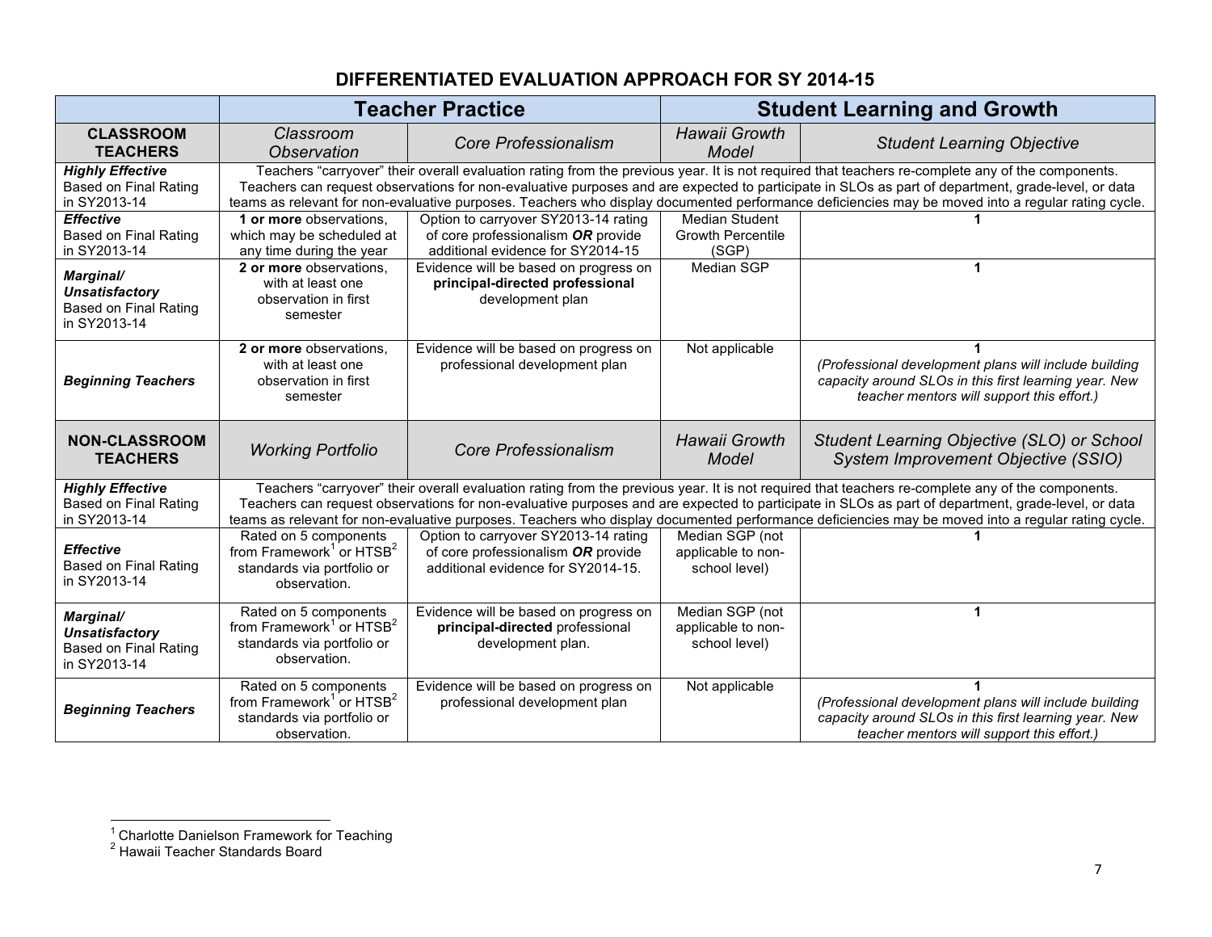# DIFFERENTIATED EVALUATION APPROACH FOR SY 2014-15

| | Teacher Practice | | Student Learning and Growth | |
|---|---|---|---|---|
| **CLASSROOM TEACHERS** | *Classroom Observation* | *Core Professionalism* | *Hawaii Growth Model* | *Student Learning Objective* |
| ***Highly Effective*** Based on Final Rating in SY2013-14 | Teachers "carryover" their overall evaluation rating from the previous year. It is not required that teachers re-complete any of the components. Teachers can request observations for non-evaluative purposes and are expected to participate in SLOs as part of department, grade-level, or data teams as relevant for non-evaluative purposes. Teachers who display documented performance deficiencies may be moved into a regular rating cycle. | | | |
| ***Effective*** Based on Final Rating in SY2013-14 | **1 or more** observations, which may be scheduled at any time during the year | Option to carryover SY2013-14 rating of core professionalism ***OR*** provide additional evidence for SY2014-15 | Median Student Growth Percentile (SGP) | **1** |
| ***Marginal/ Unsatisfactory*** Based on Final Rating in SY2013-14 | **2 or more** observations, with at least one observation in first semester | Evidence will be based on progress on **principal-directed professional** development plan | Median SGP | **1** |
| ***Beginning Teachers*** | **2 or more** observations, with at least one observation in first semester | Evidence will be based on progress on professional development plan | Not applicable | **1** *(Professional development plans will include building capacity around SLOs in this first learning year. New teacher mentors will support this effort.)* |
| **NON-CLASSROOM TEACHERS** | *Working Portfolio* | *Core Professionalism* | *Hawaii Growth Model* | *Student Learning Objective (SLO) or School System Improvement Objective (SSIO)* |
| ***Highly Effective*** Based on Final Rating in SY2013-14 | Teachers "carryover" their overall evaluation rating from the previous year. It is not required that teachers re-complete any of the components. Teachers can request observations for non-evaluative purposes and are expected to participate in SLOs as part of department, grade-level, or data teams as relevant for non-evaluative purposes. Teachers who display documented performance deficiencies may be moved into a regular rating cycle. | | | |
| ***Effective*** Based on Final Rating in SY2013-14 | Rated on 5 components from Framework[1] or HTSB[2] standards via portfolio or observation. | Option to carryover SY2013-14 rating of core professionalism ***OR*** provide additional evidence for SY2014-15. | Median SGP (not applicable to non-school level) | **1** |
| ***Marginal/ Unsatisfactory*** Based on Final Rating in SY2013-14 | Rated on 5 components from Framework[1] or HTSB[2] standards via portfolio or observation. | Evidence will be based on progress on **principal-directed** professional development plan. | Median SGP (not applicable to non-school level) | **1** |
| ***Beginning Teachers*** | Rated on 5 components from Framework[1] or HTSB[2] standards via portfolio or observation. | Evidence will be based on progress on professional development plan | Not applicable | **1** *(Professional development plans will include building capacity around SLOs in this first learning year. New teacher mentors will support this effort.)* |

[1] Charlotte Danielson Framework for Teaching
[2] Hawaii Teacher Standards Board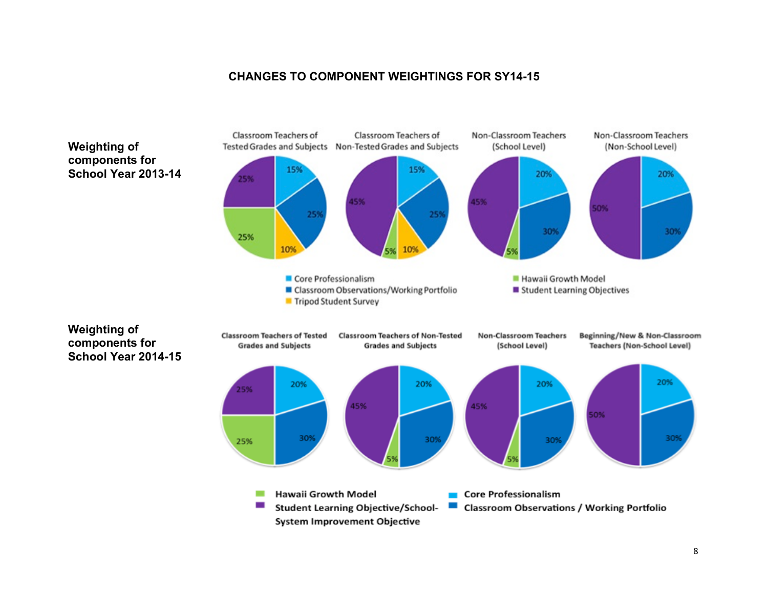## CHANGES TO COMPONENT WEIGHTINGS FOR SY14-15

**Weighting of components for School Year 2013-14**

Classroom Teachers of Tested Grades and Subjects

25%
15%
25%
25%
10%

Classroom Teachers of Non-Tested Grades and Subjects

15%
45%
25%
5%
10%

Non-Classroom Teachers (School Level)

20%
45%
30%
5%

Non-Classroom Teachers (Non-School Level)

20%
50%
30%

Core Professionalism
Classroom Observations/Working Portfolio
Tripod Student Survey
Hawaii Growth Model
Student Learning Objectives

**Weighting of components for School Year 2014-15**

Classroom Teachers of Tested Grades and Subjects

25%
20%
25%
30%

Classroom Teachers of Non-Tested Grades and Subjects

20%
45%
30%
5%

Non-Classroom Teachers (School Level)

20%
45%
30%
5%

Beginning/New & Non-Classroom Teachers (Non-School Level)

20%
50%
30%

Hawaii Growth Model
Student Learning Objective/School-System Improvement Objective
Core Professionalism
Classroom Observations / Working Portfolio